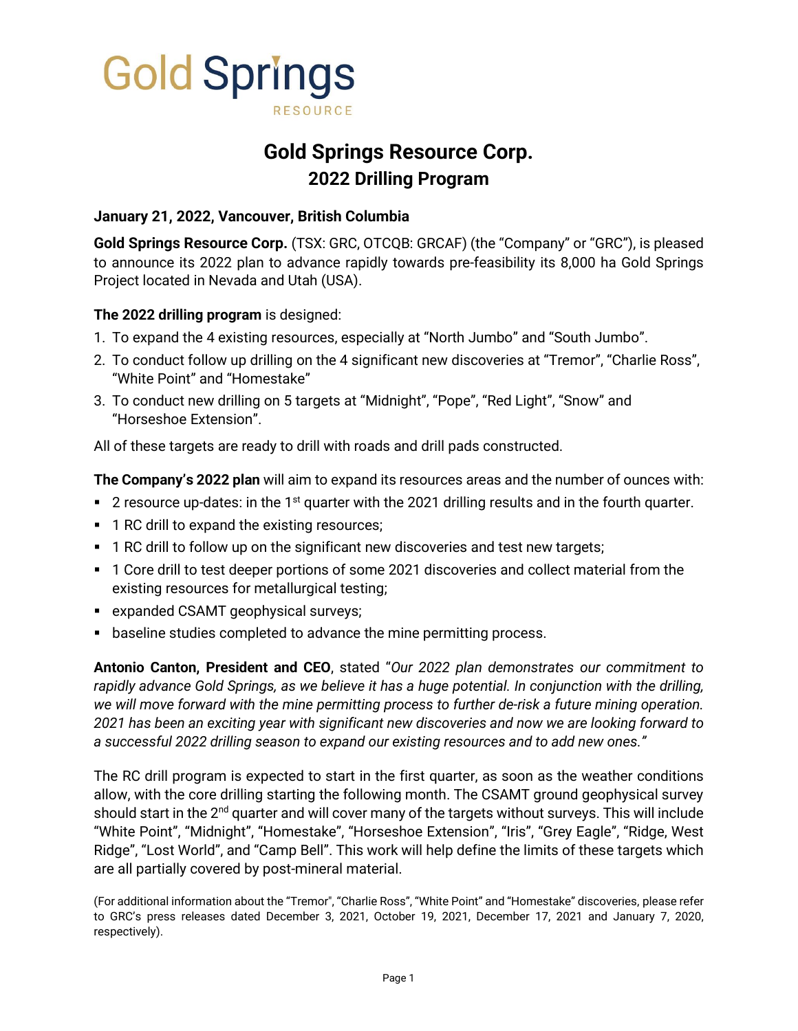Gold Springs
RESOURCE

# Gold Springs Resource Corp.
## 2022 Drilling Program

**January 21, 2022, Vancouver, British Columbia**

**Gold Springs Resource Corp.** (TSX: GRC, OTCQB: GRCAF) (the "Company" or "GRC"), is pleased to announce its 2022 plan to advance rapidly towards pre-feasibility its 8,000 ha Gold Springs Project located in Nevada and Utah (USA).

**The 2022 drilling program** is designed:

1. To expand the 4 existing resources, especially at "North Jumbo" and "South Jumbo".
2. To conduct follow up drilling on the 4 significant new discoveries at "Tremor", "Charlie Ross", "White Point" and "Homestake"
3. To conduct new drilling on 5 targets at "Midnight", "Pope", "Red Light", "Snow" and "Horseshoe Extension".

All of these targets are ready to drill with roads and drill pads constructed.

**The Company's 2022 plan** will aim to expand its resources areas and the number of ounces with:

- 2 resource up-dates: in the 1st quarter with the 2021 drilling results and in the fourth quarter.
- 1 RC drill to expand the existing resources;
- 1 RC drill to follow up on the significant new discoveries and test new targets;
- 1 Core drill to test deeper portions of some 2021 discoveries and collect material from the existing resources for metallurgical testing;
- expanded CSAMT geophysical surveys;
- baseline studies completed to advance the mine permitting process.

**Antonio Canton, President and CEO**, stated "*Our 2022 plan demonstrates our commitment to rapidly advance Gold Springs, as we believe it has a huge potential. In conjunction with the drilling, we will move forward with the mine permitting process to further de-risk a future mining operation. 2021 has been an exciting year with significant new discoveries and now we are looking forward to a successful 2022 drilling season to expand our existing resources and to add new ones.*"

The RC drill program is expected to start in the first quarter, as soon as the weather conditions allow, with the core drilling starting the following month. The CSAMT ground geophysical survey should start in the 2nd quarter and will cover many of the targets without surveys. This will include "White Point", "Midnight", "Homestake", "Horseshoe Extension", "Iris", "Grey Eagle", "Ridge, West Ridge", "Lost World", and "Camp Bell". This work will help define the limits of these targets which are all partially covered by post-mineral material.

(For additional information about the "Tremor", "Charlie Ross", "White Point" and "Homestake" discoveries, please refer to GRC's press releases dated December 3, 2021, October 19, 2021, December 17, 2021 and January 7, 2020, respectively).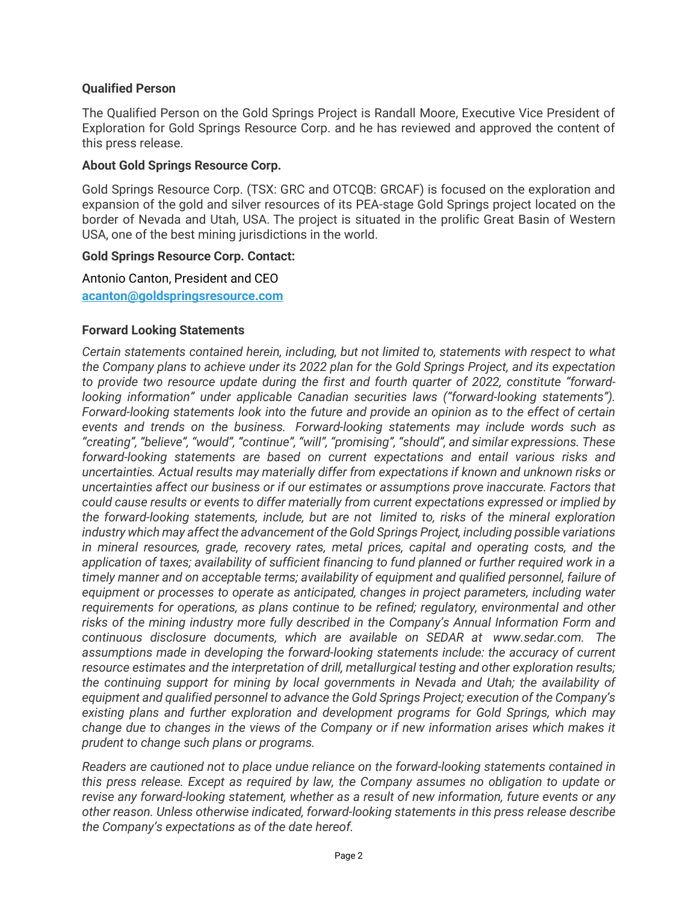**Qualified Person**

The Qualified Person on the Gold Springs Project is Randall Moore, Executive Vice President of Exploration for Gold Springs Resource Corp. and he has reviewed and approved the content of this press release.

**About Gold Springs Resource Corp.**

Gold Springs Resource Corp. (TSX: GRC and OTCQB: GRCAF) is focused on the exploration and expansion of the gold and silver resources of its PEA-stage Gold Springs project located on the border of Nevada and Utah, USA. The project is situated in the prolific Great Basin of Western USA, one of the best mining jurisdictions in the world.

**Gold Springs Resource Corp. Contact:**

Antonio Canton, President and CEO
acanton@goldspringsresource.com

**Forward Looking Statements**

*Certain statements contained herein, including, but not limited to, statements with respect to what the Company plans to achieve under its 2022 plan for the Gold Springs Project, and its expectation to provide two resource update during the first and fourth quarter of 2022, constitute "forward-looking information" under applicable Canadian securities laws ("forward-looking statements"). Forward-looking statements look into the future and provide an opinion as to the effect of certain events and trends on the business. Forward-looking statements may include words such as "creating", "believe", "would", "continue", "will", "promising", "should", and similar expressions. These forward-looking statements are based on current expectations and entail various risks and uncertainties. Actual results may materially differ from expectations if known and unknown risks or uncertainties affect our business or if our estimates or assumptions prove inaccurate. Factors that could cause results or events to differ materially from current expectations expressed or implied by the forward-looking statements, include, but are not limited to, risks of the mineral exploration industry which may affect the advancement of the Gold Springs Project, including possible variations in mineral resources, grade, recovery rates, metal prices, capital and operating costs, and the application of taxes; availability of sufficient financing to fund planned or further required work in a timely manner and on acceptable terms; availability of equipment and qualified personnel, failure of equipment or processes to operate as anticipated, changes in project parameters, including water requirements for operations, as plans continue to be refined; regulatory, environmental and other risks of the mining industry more fully described in the Company's Annual Information Form and continuous disclosure documents, which are available on SEDAR at www.sedar.com. The assumptions made in developing the forward-looking statements include: the accuracy of current resource estimates and the interpretation of drill, metallurgical testing and other exploration results; the continuing support for mining by local governments in Nevada and Utah; the availability of equipment and qualified personnel to advance the Gold Springs Project; execution of the Company's existing plans and further exploration and development programs for Gold Springs, which may change due to changes in the views of the Company or if new information arises which makes it prudent to change such plans or programs.*

*Readers are cautioned not to place undue reliance on the forward-looking statements contained in this press release. Except as required by law, the Company assumes no obligation to update or revise any forward-looking statement, whether as a result of new information, future events or any other reason. Unless otherwise indicated, forward-looking statements in this press release describe the Company's expectations as of the date hereof.*